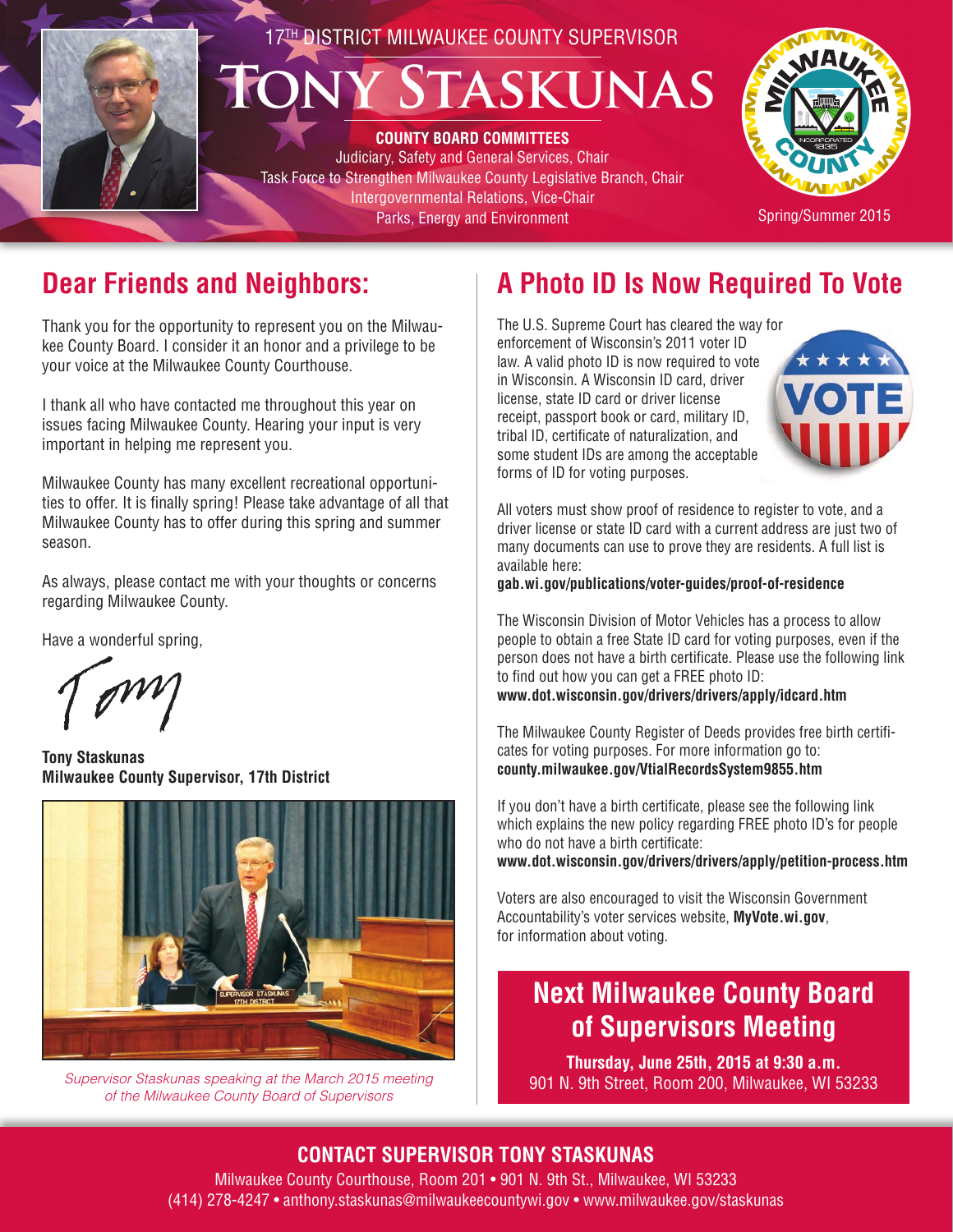17[TH] DISTRICT MILWAUKEE COUNTY SUPERVISOR

# Tony Staskunas

**COUNTY BOARD COMMITTEES**

Judiciary, Safety and General Services, Chair
Task Force to Strengthen Milwaukee County Legislative Branch, Chair
Intergovernmental Relations, Vice-Chair
Parks, Energy and Environment

Spring/Summer 2015

## Dear Friends and Neighbors:

Thank you for the opportunity to represent you on the Milwaukee County Board. I consider it an honor and a privilege to be your voice at the Milwaukee County Courthouse.

I thank all who have contacted me throughout this year on issues facing Milwaukee County. Hearing your input is very important in helping me represent you.

Milwaukee County has many excellent recreational opportunities to offer. It is finally spring! Please take advantage of all that Milwaukee County has to offer during this spring and summer season.

As always, please contact me with your thoughts or concerns regarding Milwaukee County.

Have a wonderful spring,

Tony

**Tony Staskunas**
**Milwaukee County Supervisor, 17th District**

*Supervisor Staskunas speaking at the March 2015 meeting of the Milwaukee County Board of Supervisors*

## A Photo ID Is Now Required To Vote

The U.S. Supreme Court has cleared the way for enforcement of Wisconsin's 2011 voter ID law. A valid photo ID is now required to vote in Wisconsin. A Wisconsin ID card, driver license, state ID card or driver license receipt, passport book or card, military ID, tribal ID, certificate of naturalization, and some student IDs are among the acceptable forms of ID for voting purposes.

All voters must show proof of residence to register to vote, and a driver license or state ID card with a current address are just two of many documents can use to prove they are residents. A full list is available here:
**gab.wi.gov/publications/voter-guides/proof-of-residence**

The Wisconsin Division of Motor Vehicles has a process to allow people to obtain a free State ID card for voting purposes, even if the person does not have a birth certificate. Please use the following link to find out how you can get a FREE photo ID:
**www.dot.wisconsin.gov/drivers/drivers/apply/idcard.htm**

The Milwaukee County Register of Deeds provides free birth certificates for voting purposes. For more information go to:
**county.milwaukee.gov/VtialRecordsSystem9855.htm**

If you don't have a birth certificate, please see the following link which explains the new policy regarding FREE photo ID's for people who do not have a birth certificate:
**www.dot.wisconsin.gov/drivers/drivers/apply/petition-process.htm**

Voters are also encouraged to visit the Wisconsin Government Accountability's voter services website, **MyVote.wi.gov**, for information about voting.

## Next Milwaukee County Board of Supervisors Meeting

**Thursday, June 25th, 2015 at 9:30 a.m.**
901 N. 9th Street, Room 200, Milwaukee, WI 53233

### CONTACT SUPERVISOR TONY STASKUNAS

Milwaukee County Courthouse, Room 201 • 901 N. 9th St., Milwaukee, WI 53233
(414) 278-4247 • anthony.staskunas@milwaukeecountywi.gov • www.milwaukee.gov/staskunas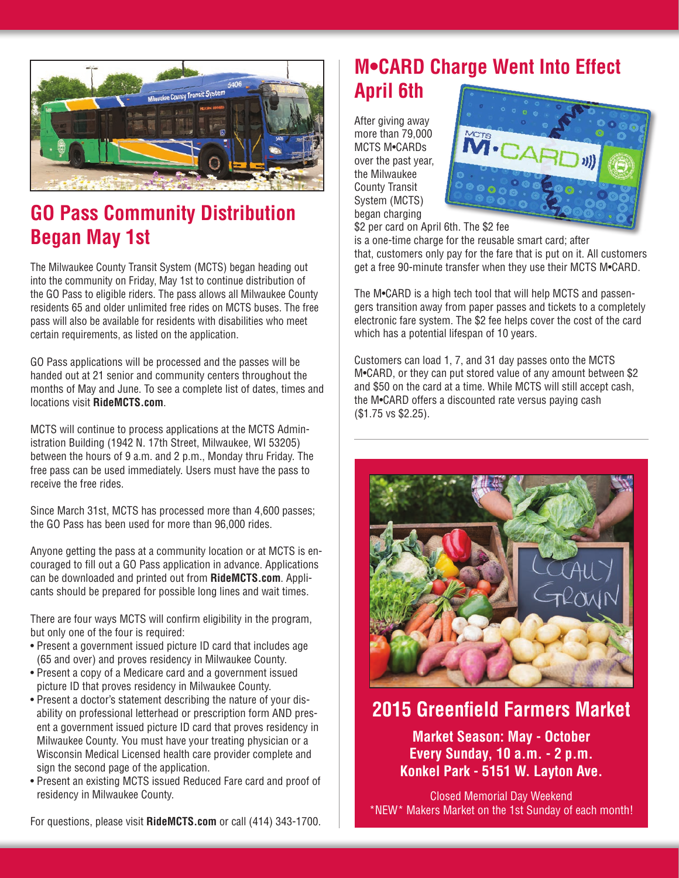## GO Pass Community Distribution Began May 1st

The Milwaukee County Transit System (MCTS) began heading out into the community on Friday, May 1st to continue distribution of the GO Pass to eligible riders. The pass allows all Milwaukee County residents 65 and older unlimited free rides on MCTS buses. The free pass will also be available for residents with disabilities who meet certain requirements, as listed on the application.

GO Pass applications will be processed and the passes will be handed out at 21 senior and community centers throughout the months of May and June. To see a complete list of dates, times and locations visit **RideMCTS.com**.

MCTS will continue to process applications at the MCTS Administration Building (1942 N. 17th Street, Milwaukee, WI 53205) between the hours of 9 a.m. and 2 p.m., Monday thru Friday. The free pass can be used immediately. Users must have the pass to receive the free rides.

Since March 31st, MCTS has processed more than 4,600 passes; the GO Pass has been used for more than 96,000 rides.

Anyone getting the pass at a community location or at MCTS is encouraged to fill out a GO Pass application in advance. Applications can be downloaded and printed out from **RideMCTS.com**. Applicants should be prepared for possible long lines and wait times.

There are four ways MCTS will confirm eligibility in the program, but only one of the four is required:

- Present a government issued picture ID card that includes age (65 and over) and proves residency in Milwaukee County.
- Present a copy of a Medicare card and a government issued picture ID that proves residency in Milwaukee County.
- Present a doctor's statement describing the nature of your disability on professional letterhead or prescription form AND present a government issued picture ID card that proves residency in Milwaukee County. You must have your treating physician or a Wisconsin Medical Licensed health care provider complete and sign the second page of the application.
- Present an existing MCTS issued Reduced Fare card and proof of residency in Milwaukee County.

For questions, please visit **RideMCTS.com** or call (414) 343-1700.

## M•CARD Charge Went Into Effect April 6th

After giving away more than 79,000 MCTS M•CARDs over the past year, the Milwaukee County Transit System (MCTS) began charging $2 per card on April 6th. The $2 fee is a one-time charge for the reusable smart card; after that, customers only pay for the fare that is put on it. All customers get a free 90-minute transfer when they use their MCTS M•CARD.

The M•CARD is a high tech tool that will help MCTS and passengers transition away from paper passes and tickets to a completely electronic fare system. The $2 fee helps cover the cost of the card which has a potential lifespan of 10 years.

Customers can load 1, 7, and 31 day passes onto the MCTS M•CARD, or they can put stored value of any amount between $2 and $50 on the card at a time. While MCTS will still accept cash, the M•CARD offers a discounted rate versus paying cash ($1.75 vs $2.25).

## 2015 Greenfield Farmers Market

**Market Season: May - October**
**Every Sunday, 10 a.m. - 2 p.m.**
**Konkel Park - 5151 W. Layton Ave.**

Closed Memorial Day Weekend
\*NEW\* Makers Market on the 1st Sunday of each month!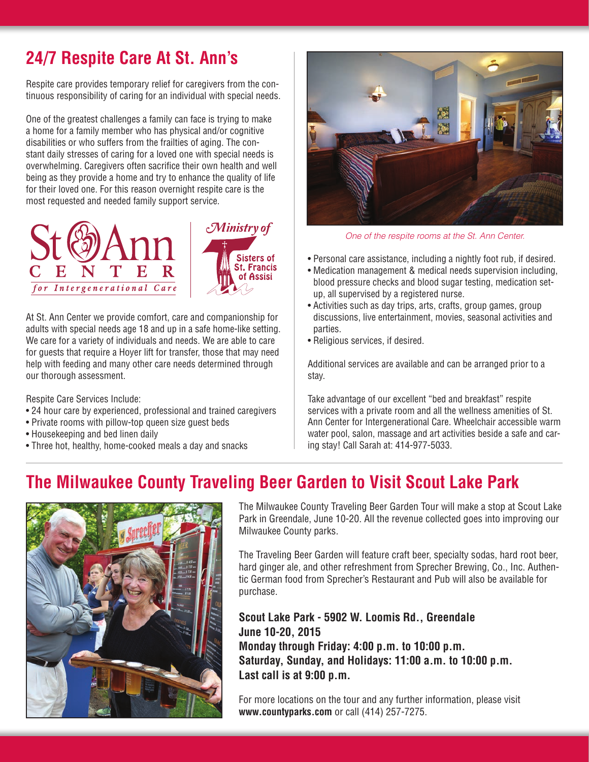## 24/7 Respite Care At St. Ann's

Respite care provides temporary relief for caregivers from the continuous responsibility of caring for an individual with special needs.

One of the greatest challenges a family can face is trying to make a home for a family member who has physical and/or cognitive disabilities or who suffers from the frailties of aging. The constant daily stresses of caring for a loved one with special needs is overwhelming. Caregivers often sacrifice their own health and well being as they provide a home and try to enhance the quality of life for their loved one. For this reason overnight respite care is the most requested and needed family support service.

St Ann Center for Intergenerational Care

Ministry of Sisters of St. Francis of Assisi

At St. Ann Center we provide comfort, care and companionship for adults with special needs age 18 and up in a safe home-like setting. We care for a variety of individuals and needs. We are able to care for guests that require a Hoyer lift for transfer, those that may need help with feeding and many other care needs determined through our thorough assessment.

Respite Care Services Include:

- 24 hour care by experienced, professional and trained caregivers
- Private rooms with pillow-top queen size guest beds
- Housekeeping and bed linen daily
- Three hot, healthy, home-cooked meals a day and snacks

*One of the respite rooms at the St. Ann Center.*

- Personal care assistance, including a nightly foot rub, if desired.
- Medication management & medical needs supervision including, blood pressure checks and blood sugar testing, medication set-up, all supervised by a registered nurse.
- Activities such as day trips, arts, crafts, group games, group discussions, live entertainment, movies, seasonal activities and parties.
- Religious services, if desired.

Additional services are available and can be arranged prior to a stay.

Take advantage of our excellent "bed and breakfast" respite services with a private room and all the wellness amenities of St. Ann Center for Intergenerational Care. Wheelchair accessible warm water pool, salon, massage and art activities beside a safe and caring stay! Call Sarah at: 414-977-5033.

## The Milwaukee County Traveling Beer Garden to Visit Scout Lake Park

The Milwaukee County Traveling Beer Garden Tour will make a stop at Scout Lake Park in Greendale, June 10-20. All the revenue collected goes into improving our Milwaukee County parks.

The Traveling Beer Garden will feature craft beer, specialty sodas, hard root beer, hard ginger ale, and other refreshment from Sprecher Brewing, Co., Inc. Authentic German food from Sprecher's Restaurant and Pub will also be available for purchase.

**Scout Lake Park - 5902 W. Loomis Rd., Greendale**
**June 10-20, 2015**
**Monday through Friday: 4:00 p.m. to 10:00 p.m.**
**Saturday, Sunday, and Holidays: 11:00 a.m. to 10:00 p.m.**
**Last call is at 9:00 p.m.**

For more locations on the tour and any further information, please visit **www.countyparks.com** or call (414) 257-7275.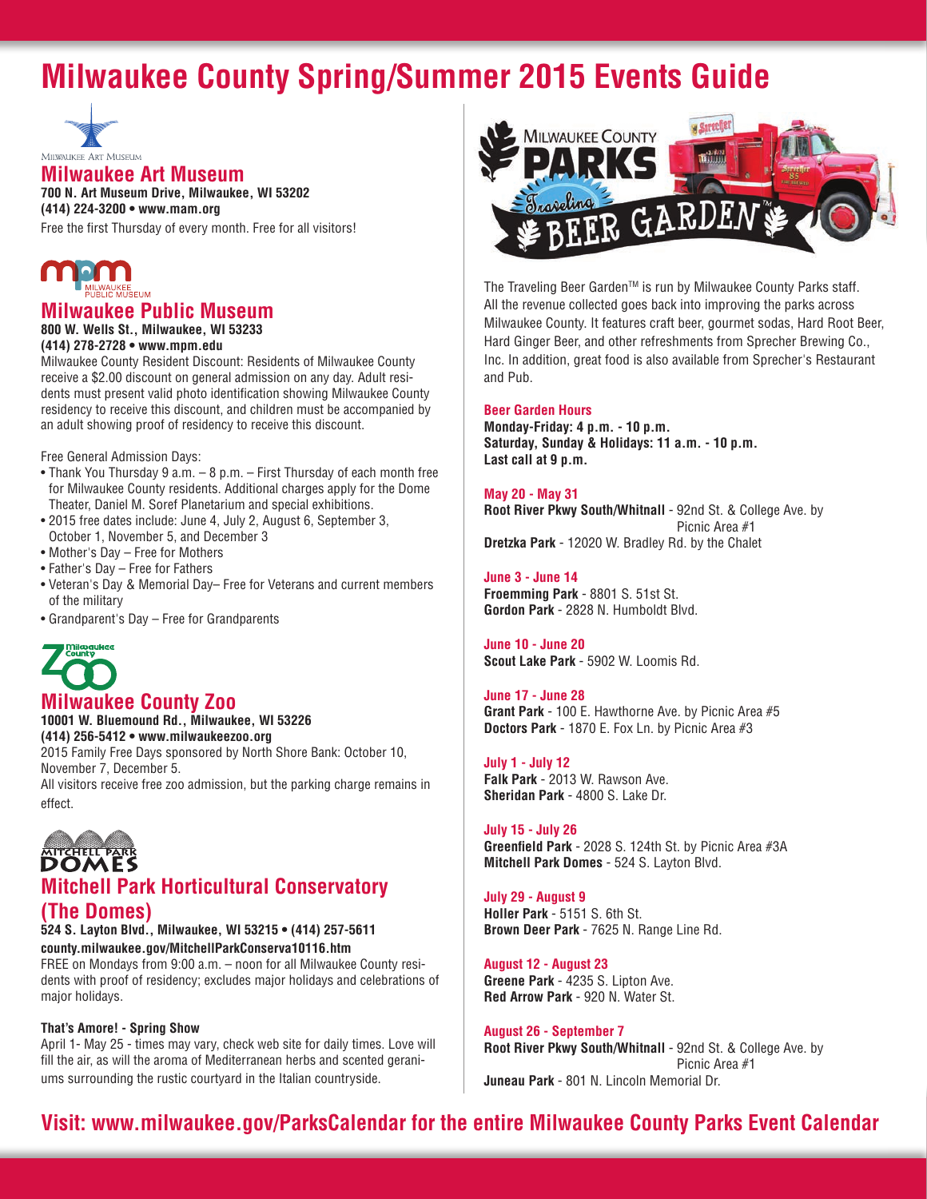# Milwaukee County Spring/Summer 2015 Events Guide

## Milwaukee Art Museum

**700 N. Art Museum Drive, Milwaukee, WI 53202**
**(414) 224-3200 • www.mam.org**

Free the first Thursday of every month. Free for all visitors!

## Milwaukee Public Museum

**800 W. Wells St., Milwaukee, WI 53233**
**(414) 278-2728 • www.mpm.edu**

Milwaukee County Resident Discount: Residents of Milwaukee County receive a $2.00 discount on general admission on any day. Adult residents must present valid photo identification showing Milwaukee County residency to receive this discount, and children must be accompanied by an adult showing proof of residency to receive this discount.

Free General Admission Days:

- Thank You Thursday 9 a.m. – 8 p.m. – First Thursday of each month free for Milwaukee County residents. Additional charges apply for the Dome Theater, Daniel M. Soref Planetarium and special exhibitions.
- 2015 free dates include: June 4, July 2, August 6, September 3, October 1, November 5, and December 3
- Mother's Day – Free for Mothers
- Father's Day – Free for Fathers
- Veteran's Day & Memorial Day– Free for Veterans and current members of the military
- Grandparent's Day – Free for Grandparents

## Milwaukee County Zoo

**10001 W. Bluemound Rd., Milwaukee, WI 53226**
**(414) 256-5412 • www.milwaukeezoo.org**

2015 Family Free Days sponsored by North Shore Bank: October 10, November 7, December 5.

All visitors receive free zoo admission, but the parking charge remains in effect.

## Mitchell Park Horticultural Conservatory (The Domes)

**524 S. Layton Blvd., Milwaukee, WI 53215 • (414) 257-5611**
**county.milwaukee.gov/MitchellParkConserva10116.htm**

FREE on Mondays from 9:00 a.m. – noon for all Milwaukee County residents with proof of residency; excludes major holidays and celebrations of major holidays.

**That's Amore! - Spring Show**

April 1- May 25 - times may vary, check web site for daily times. Love will fill the air, as will the aroma of Mediterranean herbs and scented geraniums surrounding the rustic courtyard in the Italian countryside.

## Milwaukee County Parks Traveling Beer Garden™

The Traveling Beer Garden™ is run by Milwaukee County Parks staff. All the revenue collected goes back into improving the parks across Milwaukee County. It features craft beer, gourmet sodas, Hard Root Beer, Hard Ginger Beer, and other refreshments from Sprecher Brewing Co., Inc. In addition, great food is also available from Sprecher's Restaurant and Pub.

### Beer Garden Hours

**Monday-Friday: 4 p.m. - 10 p.m.**
**Saturday, Sunday & Holidays: 11 a.m. - 10 p.m.**
**Last call at 9 p.m.**

### May 20 - May 31

**Root River Pkwy South/Whitnall** - 92nd St. & College Ave. by Picnic Area #1
**Dretzka Park** - 12020 W. Bradley Rd. by the Chalet

### June 3 - June 14

**Froemming Park** - 8801 S. 51st St.
**Gordon Park** - 2828 N. Humboldt Blvd.

### June 10 - June 20

**Scout Lake Park** - 5902 W. Loomis Rd.

### June 17 - June 28

**Grant Park** - 100 E. Hawthorne Ave. by Picnic Area #5
**Doctors Park** - 1870 E. Fox Ln. by Picnic Area #3

### July 1 - July 12

**Falk Park** - 2013 W. Rawson Ave.
**Sheridan Park** - 4800 S. Lake Dr.

### July 15 - July 26

**Greenfield Park** - 2028 S. 124th St. by Picnic Area #3A
**Mitchell Park Domes** - 524 S. Layton Blvd.

### July 29 - August 9

**Holler Park** - 5151 S. 6th St.
**Brown Deer Park** - 7625 N. Range Line Rd.

### August 12 - August 23

**Greene Park** - 4235 S. Lipton Ave.
**Red Arrow Park** - 920 N. Water St.

### August 26 - September 7

**Root River Pkwy South/Whitnall** - 92nd St. & College Ave. by Picnic Area #1
**Juneau Park** - 801 N. Lincoln Memorial Dr.

**Visit: www.milwaukee.gov/ParksCalendar for the entire Milwaukee County Parks Event Calendar**